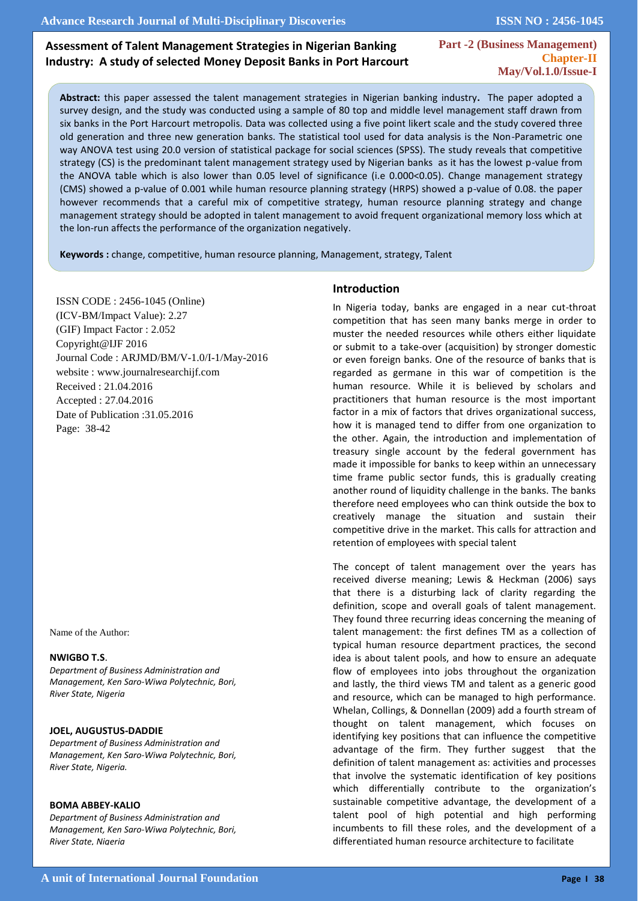# Assessment of Talent Management Strategies in Nigerian Banking Industry: A study of selected Money Deposit Banks in Port Harcourt

**Part -2 (Business Management)**
**Chapter-II**
**May/Vol.1.0/Issue-I**

**Abstract:** this paper assessed the talent management strategies in Nigerian banking industry**.** The paper adopted a survey design, and the study was conducted using a sample of 80 top and middle level management staff drawn from six banks in the Port Harcourt metropolis. Data was collected using a five point likert scale and the study covered three old generation and three new generation banks. The statistical tool used for data analysis is the Non-Parametric one way ANOVA test using 20.0 version of statistical package for social sciences (SPSS). The study reveals that competitive strategy (CS) is the predominant talent management strategy used by Nigerian banks as it has the lowest p-value from the ANOVA table which is also lower than 0.05 level of significance (i.e 0.000<0.05). Change management strategy (CMS) showed a p-value of 0.001 while human resource planning strategy (HRPS) showed a p-value of 0.08. the paper however recommends that a careful mix of competitive strategy, human resource planning strategy and change management strategy should be adopted in talent management to avoid frequent organizational memory loss which at the lon-run affects the performance of the organization negatively.

**Keywords :** change, competitive, human resource planning, Management, strategy, Talent

ISSN CODE : 2456-1045 (Online)
(ICV-BM/Impact Value): 2.27
(GIF) Impact Factor : 2.052
Copyright@IJF 2016
Journal Code : ARJMD/BM/V-1.0/I-1/May-2016
website : www.journalresearchijf.com
Received : 21.04.2016
Accepted : 27.04.2016
Date of Publication :31.05.2016
Page: 38-42

Name of the Author:

**NWIGBO T.S**.
*Department of Business Administration and Management, Ken Saro-Wiwa Polytechnic, Bori, River State, Nigeria*

**JOEL, AUGUSTUS-DADDIE**
*Department of Business Administration and Management, Ken Saro-Wiwa Polytechnic, Bori, River State, Nigeria.*

**BOMA ABBEY-KALIO**
*Department of Business Administration and Management, Ken Saro-Wiwa Polytechnic, Bori, River State, Nigeria*

## Introduction

In Nigeria today, banks are engaged in a near cut-throat competition that has seen many banks merge in order to muster the needed resources while others either liquidate or submit to a take-over (acquisition) by stronger domestic or even foreign banks. One of the resource of banks that is regarded as germane in this war of competition is the human resource. While it is believed by scholars and practitioners that human resource is the most important factor in a mix of factors that drives organizational success, how it is managed tend to differ from one organization to the other. Again, the introduction and implementation of treasury single account by the federal government has made it impossible for banks to keep within an unnecessary time frame public sector funds, this is gradually creating another round of liquidity challenge in the banks. The banks therefore need employees who can think outside the box to creatively manage the situation and sustain their competitive drive in the market. This calls for attraction and retention of employees with special talent

The concept of talent management over the years has received diverse meaning; Lewis & Heckman (2006) says that there is a disturbing lack of clarity regarding the definition, scope and overall goals of talent management. They found three recurring ideas concerning the meaning of talent management: the first defines TM as a collection of typical human resource department practices, the second idea is about talent pools, and how to ensure an adequate flow of employees into jobs throughout the organization and lastly, the third views TM and talent as a generic good and resource, which can be managed to high performance. Whelan, Collings, & Donnellan (2009) add a fourth stream of thought on talent management, which focuses on identifying key positions that can influence the competitive advantage of the firm. They further suggest that the definition of talent management as: activities and processes that involve the systematic identification of key positions which differentially contribute to the organization's sustainable competitive advantage, the development of a talent pool of high potential and high performing incumbents to fill these roles, and the development of a differentiated human resource architecture to facilitate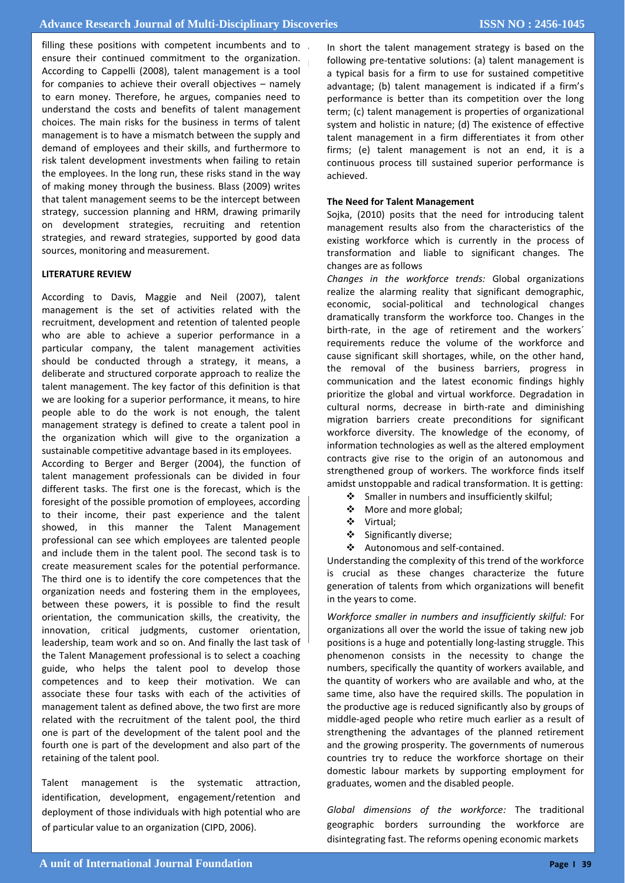filling these positions with competent incumbents and to ensure their continued commitment to the organization. According to Cappelli (2008), talent management is a tool for companies to achieve their overall objectives – namely to earn money. Therefore, he argues, companies need to understand the costs and benefits of talent management choices. The main risks for the business in terms of talent management is to have a mismatch between the supply and demand of employees and their skills, and furthermore to risk talent development investments when failing to retain the employees. In the long run, these risks stand in the way of making money through the business. Blass (2009) writes that talent management seems to be the intercept between strategy, succession planning and HRM, drawing primarily on development strategies, recruiting and retention strategies, and reward strategies, supported by good data sources, monitoring and measurement.

## LITERATURE REVIEW

According to Davis, Maggie and Neil (2007), talent management is the set of activities related with the recruitment, development and retention of talented people who are able to achieve a superior performance in a particular company, the talent management activities should be conducted through a strategy, it means, a deliberate and structured corporate approach to realize the talent management. The key factor of this definition is that we are looking for a superior performance, it means, to hire people able to do the work is not enough, the talent management strategy is defined to create a talent pool in the organization which will give to the organization a sustainable competitive advantage based in its employees.

According to Berger and Berger (2004), the function of talent management professionals can be divided in four different tasks. The first one is the forecast, which is the foresight of the possible promotion of employees, according to their income, their past experience and the talent showed, in this manner the Talent Management professional can see which employees are talented people and include them in the talent pool. The second task is to create measurement scales for the potential performance. The third one is to identify the core competences that the organization needs and fostering them in the employees, between these powers, it is possible to find the result orientation, the communication skills, the creativity, the innovation, critical judgments, customer orientation, leadership, team work and so on. And finally the last task of the Talent Management professional is to select a coaching guide, who helps the talent pool to develop those competences and to keep their motivation. We can associate these four tasks with each of the activities of management talent as defined above, the two first are more related with the recruitment of the talent pool, the third one is part of the development of the talent pool and the fourth one is part of the development and also part of the retaining of the talent pool.

Talent management is the systematic attraction, identification, development, engagement/retention and deployment of those individuals with high potential who are of particular value to an organization (CIPD, 2006).

In short the talent management strategy is based on the following pre-tentative solutions: (a) talent management is a typical basis for a firm to use for sustained competitive advantage; (b) talent management is indicated if a firm's performance is better than its competition over the long term; (c) talent management is properties of organizational system and holistic in nature; (d) The existence of effective talent management in a firm differentiates it from other firms; (e) talent management is not an end, it is a continuous process till sustained superior performance is achieved.

### The Need for Talent Management

Sojka, (2010) posits that the need for introducing talent management results also from the characteristics of the existing workforce which is currently in the process of transformation and liable to significant changes. The changes are as follows

*Changes in the workforce trends:* Global organizations realize the alarming reality that significant demographic, economic, social-political and technological changes dramatically transform the workforce too. Changes in the birth-rate, in the age of retirement and the workers´ requirements reduce the volume of the workforce and cause significant skill shortages, while, on the other hand, the removal of the business barriers, progress in communication and the latest economic findings highly prioritize the global and virtual workforce. Degradation in cultural norms, decrease in birth-rate and diminishing migration barriers create preconditions for significant workforce diversity. The knowledge of the economy, of information technologies as well as the altered employment contracts give rise to the origin of an autonomous and strengthened group of workers. The workforce finds itself amidst unstoppable and radical transformation. It is getting:

- Smaller in numbers and insufficiently skilful;
- More and more global;
- Virtual;
- Significantly diverse;
- Autonomous and self-contained.

Understanding the complexity of this trend of the workforce is crucial as these changes characterize the future generation of talents from which organizations will benefit in the years to come.

*Workforce smaller in numbers and insufficiently skilful:* For organizations all over the world the issue of taking new job positions is a huge and potentially long-lasting struggle. This phenomenon consists in the necessity to change the numbers, specifically the quantity of workers available, and the quantity of workers who are available and who, at the same time, also have the required skills. The population in the productive age is reduced significantly also by groups of middle-aged people who retire much earlier as a result of strengthening the advantages of the planned retirement and the growing prosperity. The governments of numerous countries try to reduce the workforce shortage on their domestic labour markets by supporting employment for graduates, women and the disabled people.

*Global dimensions of the workforce:* The traditional geographic borders surrounding the workforce are disintegrating fast. The reforms opening economic markets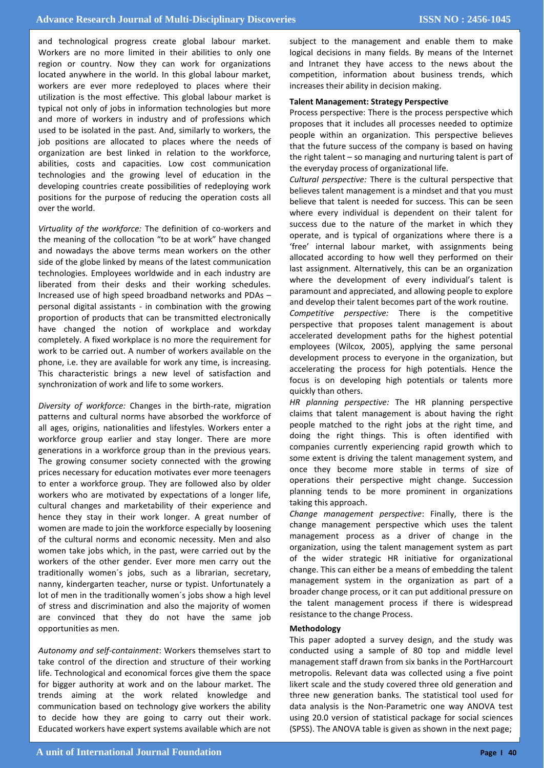and technological progress create global labour market. Workers are no more limited in their abilities to only one region or country. Now they can work for organizations located anywhere in the world. In this global labour market, workers are ever more redeployed to places where their utilization is the most effective. This global labour market is typical not only of jobs in information technologies but more and more of workers in industry and of professions which used to be isolated in the past. And, similarly to workers, the job positions are allocated to places where the needs of organization are best linked in relation to the workforce, abilities, costs and capacities. Low cost communication technologies and the growing level of education in the developing countries create possibilities of redeploying work positions for the purpose of reducing the operation costs all over the world.

*Virtuality of the workforce:* The definition of co-workers and the meaning of the collocation "to be at work" have changed and nowadays the above terms mean workers on the other side of the globe linked by means of the latest communication technologies. Employees worldwide and in each industry are liberated from their desks and their working schedules. Increased use of high speed broadband networks and PDAs – personal digital assistants - in combination with the growing proportion of products that can be transmitted electronically have changed the notion of workplace and workday completely. A fixed workplace is no more the requirement for work to be carried out. A number of workers available on the phone, i.e. they are available for work any time, is increasing. This characteristic brings a new level of satisfaction and synchronization of work and life to some workers.

*Diversity of workforce:* Changes in the birth-rate, migration patterns and cultural norms have absorbed the workforce of all ages, origins, nationalities and lifestyles. Workers enter a workforce group earlier and stay longer. There are more generations in a workforce group than in the previous years. The growing consumer society connected with the growing prices necessary for education motivates ever more teenagers to enter a workforce group. They are followed also by older workers who are motivated by expectations of a longer life, cultural changes and marketability of their experience and hence they stay in their work longer. A great number of women are made to join the workforce especially by loosening of the cultural norms and economic necessity. Men and also women take jobs which, in the past, were carried out by the workers of the other gender. Ever more men carry out the traditionally women´s jobs, such as a librarian, secretary, nanny, kindergarten teacher, nurse or typist. Unfortunately a lot of men in the traditionally women´s jobs show a high level of stress and discrimination and also the majority of women are convinced that they do not have the same job opportunities as men.

*Autonomy and self-containment*: Workers themselves start to take control of the direction and structure of their working life. Technological and economical forces give them the space for bigger authority at work and on the labour market. The trends aiming at the work related knowledge and communication based on technology give workers the ability to decide how they are going to carry out their work. Educated workers have expert systems available which are not subject to the management and enable them to make logical decisions in many fields. By means of the Internet and Intranet they have access to the news about the competition, information about business trends, which increases their ability in decision making.

**Talent Management: Strategy Perspective**

Process perspective: There is the process perspective which proposes that it includes all processes needed to optimize people within an organization. This perspective believes that the future success of the company is based on having the right talent – so managing and nurturing talent is part of the everyday process of organizational life.

*Cultural perspective:* There is the cultural perspective that believes talent management is a mindset and that you must believe that talent is needed for success. This can be seen where every individual is dependent on their talent for success due to the nature of the market in which they operate, and is typical of organizations where there is a 'free' internal labour market, with assignments being allocated according to how well they performed on their last assignment. Alternatively, this can be an organization where the development of every individual's talent is paramount and appreciated, and allowing people to explore and develop their talent becomes part of the work routine.

*Competitive perspective:* There is the competitive perspective that proposes talent management is about accelerated development paths for the highest potential employees (Wilcox, 2005), applying the same personal development process to everyone in the organization, but accelerating the process for high potentials. Hence the focus is on developing high potentials or talents more quickly than others.

*HR planning perspective:* The HR planning perspective claims that talent management is about having the right people matched to the right jobs at the right time, and doing the right things. This is often identified with companies currently experiencing rapid growth which to some extent is driving the talent management system, and once they become more stable in terms of size of operations their perspective might change. Succession planning tends to be more prominent in organizations taking this approach.

*Change management perspective*: Finally, there is the change management perspective which uses the talent management process as a driver of change in the organization, using the talent management system as part of the wider strategic HR initiative for organizational change. This can either be a means of embedding the talent management system in the organization as part of a broader change process, or it can put additional pressure on the talent management process if there is widespread resistance to the change Process.

**Methodology**

This paper adopted a survey design, and the study was conducted using a sample of 80 top and middle level management staff drawn from six banks in the PortHarcourt metropolis. Relevant data was collected using a five point likert scale and the study covered three old generation and three new generation banks. The statistical tool used for data analysis is the Non-Parametric one way ANOVA test using 20.0 version of statistical package for social sciences (SPSS). The ANOVA table is given as shown in the next page;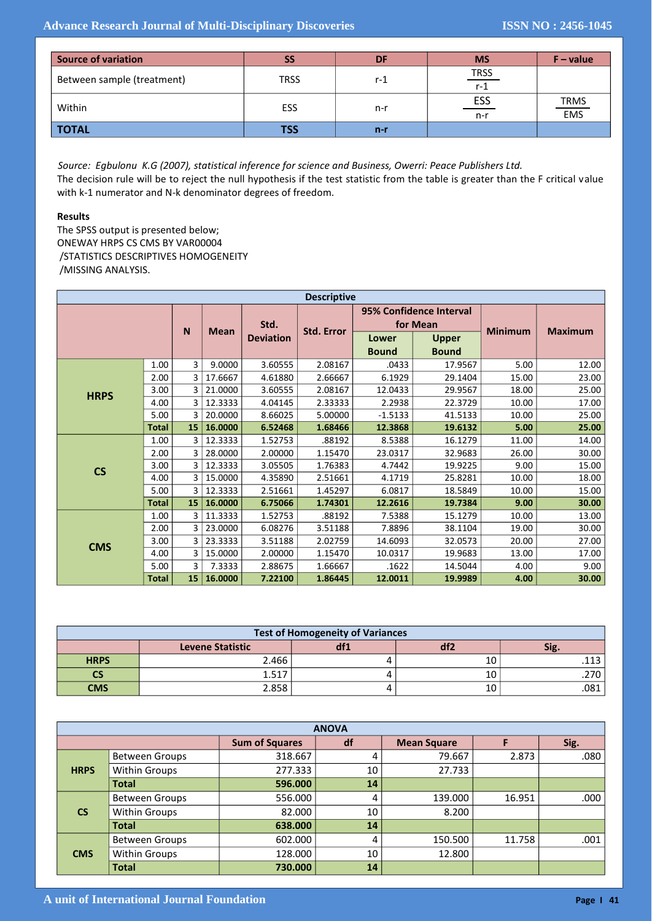| Source of variation | SS | DF | MS | F – value |
|---|---|---|---|---|
| Between sample (treatment) | TRSS | r-1 | $\frac{TRSS}{r-1}$ | |
| Within | ESS | n-r | $\frac{ESS}{n-r}$ | $\frac{TRMS}{EMS}$ |
| **TOTAL** | **TSS** | **n-r** | | |

*Source: Egbulonu K.G (2007), statistical inference for science and Business, Owerri: Peace Publishers Ltd.*

The decision rule will be to reject the null hypothesis if the test statistic from the table is greater than the F critical value with k-1 numerator and N-k denominator degrees of freedom.

**Results**

The SPSS output is presented below;

```
ONEWAY HRPS CS CMS BY VAR00004
 /STATISTICS DESCRIPTIVES HOMOGENEITY
 /MISSING ANALYSIS.
```

**Descriptive**

| | | N | Mean | Std. Deviation | Std. Error | 95% Confidence Interval for Mean | | Minimum | Maximum |
|---|---|---|---|---|---|---|---|---|---|
| | | | | | | Lower Bound | Upper Bound | | |
| **HRPS** | 1.00 | 3 | 9.0000 | 3.60555 | 2.08167 | .0433 | 17.9567 | 5.00 | 12.00 |
| | 2.00 | 3 | 17.6667 | 4.61880 | 2.66667 | 6.1929 | 29.1404 | 15.00 | 23.00 |
| | 3.00 | 3 | 21.0000 | 3.60555 | 2.08167 | 12.0433 | 29.9567 | 18.00 | 25.00 |
| | 4.00 | 3 | 12.3333 | 4.04145 | 2.33333 | 2.2938 | 22.3729 | 10.00 | 17.00 |
| | 5.00 | 3 | 20.0000 | 8.66025 | 5.00000 | -1.5133 | 41.5133 | 10.00 | 25.00 |
| | **Total** | **15** | **16.0000** | **6.52468** | **1.68466** | **12.3868** | **19.6132** | **5.00** | **25.00** |
| **CS** | 1.00 | 3 | 12.3333 | 1.52753 | .88192 | 8.5388 | 16.1279 | 11.00 | 14.00 |
| | 2.00 | 3 | 28.0000 | 2.00000 | 1.15470 | 23.0317 | 32.9683 | 26.00 | 30.00 |
| | 3.00 | 3 | 12.3333 | 3.05505 | 1.76383 | 4.7442 | 19.9225 | 9.00 | 15.00 |
| | 4.00 | 3 | 15.0000 | 4.35890 | 2.51661 | 4.1719 | 25.8281 | 10.00 | 18.00 |
| | 5.00 | 3 | 12.3333 | 2.51661 | 1.45297 | 6.0817 | 18.5849 | 10.00 | 15.00 |
| | **Total** | **15** | **16.0000** | **6.75066** | **1.74301** | **12.2616** | **19.7384** | **9.00** | **30.00** |
| **CMS** | 1.00 | 3 | 11.3333 | 1.52753 | .88192 | 7.5388 | 15.1279 | 10.00 | 13.00 |
| | 2.00 | 3 | 23.0000 | 6.08276 | 3.51188 | 7.8896 | 38.1104 | 19.00 | 30.00 |
| | 3.00 | 3 | 23.3333 | 3.51188 | 2.02759 | 14.6093 | 32.0573 | 20.00 | 27.00 |
| | 4.00 | 3 | 15.0000 | 2.00000 | 1.15470 | 10.0317 | 19.9683 | 13.00 | 17.00 |
| | 5.00 | 3 | 7.3333 | 2.88675 | 1.66667 | .1622 | 14.5044 | 4.00 | 9.00 |
| | **Total** | **15** | **16.0000** | **7.22100** | **1.86445** | **12.0011** | **19.9989** | **4.00** | **30.00** |

**Test of Homogeneity of Variances**

| | Levene Statistic | df1 | df2 | Sig. |
|---|---|---|---|---|
| **HRPS** | 2.466 | 4 | 10 | .113 |
| **CS** | 1.517 | 4 | 10 | .270 |
| **CMS** | 2.858 | 4 | 10 | .081 |

**ANOVA**

| | | Sum of Squares | df | Mean Square | F | Sig. |
|---|---|---|---|---|---|---|
| **HRPS** | Between Groups | 318.667 | 4 | 79.667 | 2.873 | .080 |
| | Within Groups | 277.333 | 10 | 27.733 | | |
| | **Total** | **596.000** | **14** | | | |
| **CS** | Between Groups | 556.000 | 4 | 139.000 | 16.951 | .000 |
| | Within Groups | 82.000 | 10 | 8.200 | | |
| | **Total** | **638.000** | **14** | | | |
| **CMS** | Between Groups | 602.000 | 4 | 150.500 | 11.758 | .001 |
| | Within Groups | 128.000 | 10 | 12.800 | | |
| | **Total** | **730.000** | **14** | | | |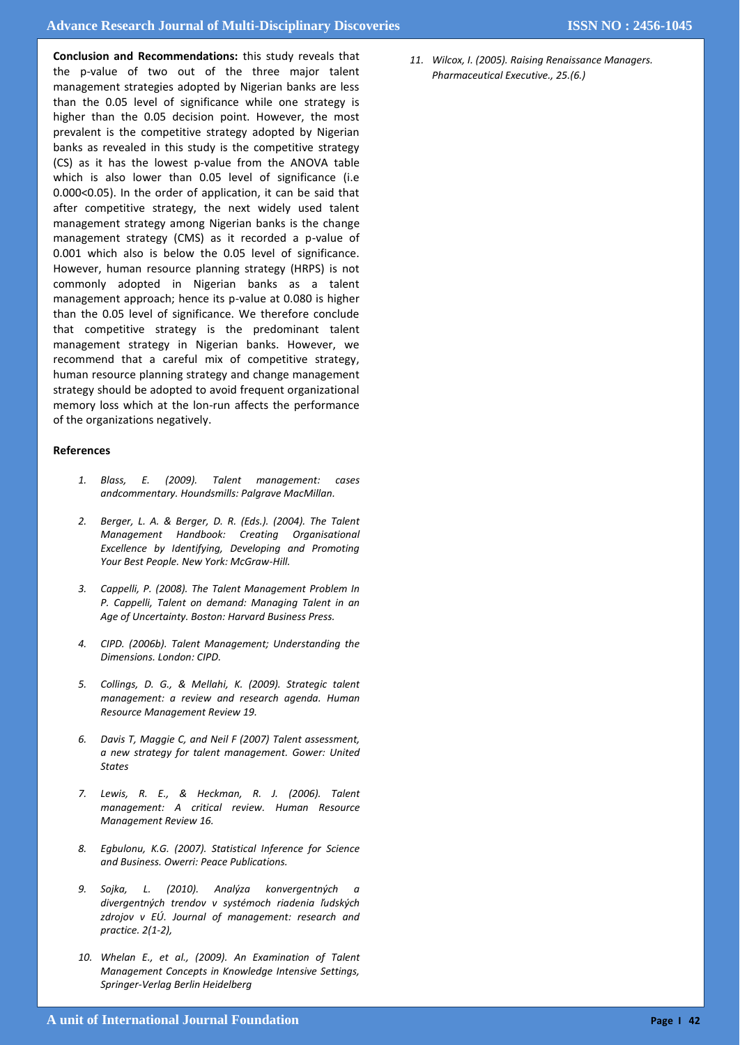**Conclusion and Recommendations:** this study reveals that the p-value of two out of the three major talent management strategies adopted by Nigerian banks are less than the 0.05 level of significance while one strategy is higher than the 0.05 decision point. However, the most prevalent is the competitive strategy adopted by Nigerian banks as revealed in this study is the competitive strategy (CS) as it has the lowest p-value from the ANOVA table which is also lower than 0.05 level of significance (i.e 0.000<0.05). In the order of application, it can be said that after competitive strategy, the next widely used talent management strategy among Nigerian banks is the change management strategy (CMS) as it recorded a p-value of 0.001 which also is below the 0.05 level of significance. However, human resource planning strategy (HRPS) is not commonly adopted in Nigerian banks as a talent management approach; hence its p-value at 0.080 is higher than the 0.05 level of significance. We therefore conclude that competitive strategy is the predominant talent management strategy in Nigerian banks. However, we recommend that a careful mix of competitive strategy, human resource planning strategy and change management strategy should be adopted to avoid frequent organizational memory loss which at the lon-run affects the performance of the organizations negatively.

**References**

1. *Blass, E. (2009). Talent management: cases andcommentary. Houndsmills: Palgrave MacMillan.*
2. *Berger, L. A. & Berger, D. R. (Eds.). (2004). The Talent Management Handbook: Creating Organisational Excellence by Identifying, Developing and Promoting Your Best People. New York: McGraw-Hill.*
3. *Cappelli, P. (2008). The Talent Management Problem In P. Cappelli, Talent on demand: Managing Talent in an Age of Uncertainty. Boston: Harvard Business Press.*
4. *CIPD. (2006b). Talent Management; Understanding the Dimensions. London: CIPD.*
5. *Collings, D. G., & Mellahi, K. (2009). Strategic talent management: a review and research agenda. Human Resource Management Review 19.*
6. *Davis T, Maggie C, and Neil F (2007) Talent assessment, a new strategy for talent management. Gower: United States*
7. *Lewis, R. E., & Heckman, R. J. (2006). Talent management: A critical review. Human Resource Management Review 16.*
8. *Egbulonu, K.G. (2007). Statistical Inference for Science and Business. Owerri: Peace Publications.*
9. *Sojka, L. (2010). Analýza konvergentných a divergentných trendov v systémoch riadenia ľudských zdrojov v EÚ. Journal of management: research and practice. 2(1-2),*
10. *Whelan E., et al., (2009). An Examination of Talent Management Concepts in Knowledge Intensive Settings, Springer-Verlag Berlin Heidelberg*
11. *Wilcox, I. (2005). Raising Renaissance Managers. Pharmaceutical Executive., 25.(6.)*